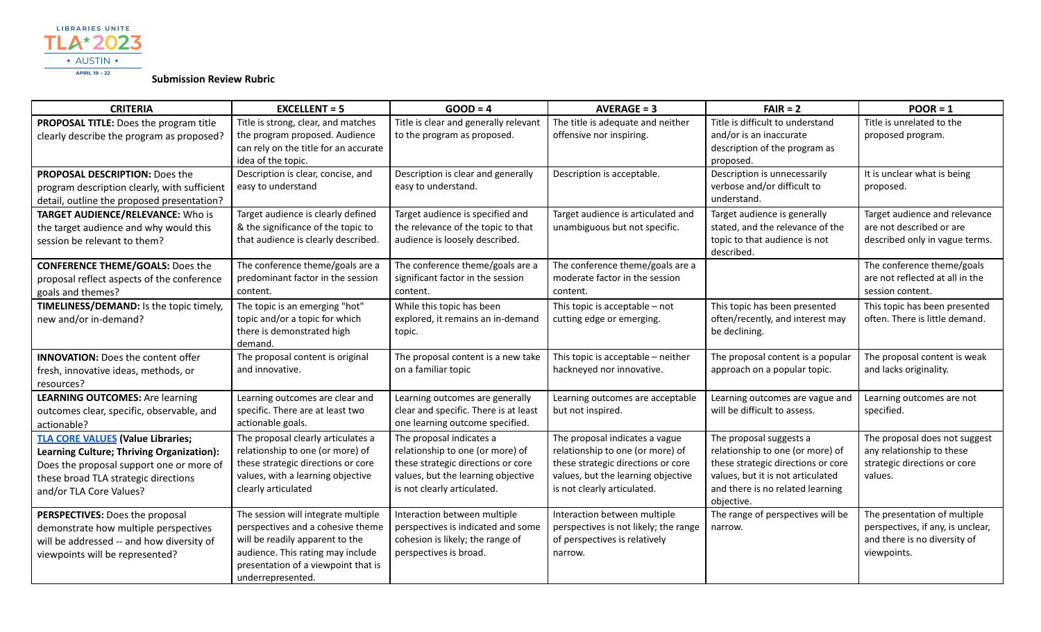LIBRARIES UNITE
TLA 2023
AUSTIN
APRIL 19 – 22

**Submission Review Rubric**

| CRITERIA | EXCELLENT = 5 | GOOD = 4 | AVERAGE = 3 | FAIR = 2 | POOR = 1 |
|---|---|---|---|---|---|
| **PROPOSAL TITLE:** Does the program title clearly describe the program as proposed? | Title is strong, clear, and matches the program proposed. Audience can rely on the title for an accurate idea of the topic. | Title is clear and generally relevant to the program as proposed. | The title is adequate and neither offensive nor inspiring. | Title is difficult to understand and/or is an inaccurate description of the program as proposed. | Title is unrelated to the proposed program. |
| **PROPOSAL DESCRIPTION:** Does the program description clearly, with sufficient detail, outline the proposed presentation? | Description is clear, concise, and easy to understand | Description is clear and generally easy to understand. | Description is acceptable. | Description is unnecessarily verbose and/or difficult to understand. | It is unclear what is being proposed. |
| **TARGET AUDIENCE/RELEVANCE:** Who is the target audience and why would this session be relevant to them? | Target audience is clearly defined & the significance of the topic to that audience is clearly described. | Target audience is specified and the relevance of the topic to that audience is loosely described. | Target audience is articulated and unambiguous but not specific. | Target audience is generally stated, and the relevance of the topic to that audience is not described. | Target audience and relevance are not described or are described only in vague terms. |
| **CONFERENCE THEME/GOALS:** Does the proposal reflect aspects of the conference goals and themes? | The conference theme/goals are a predominant factor in the session content. | The conference theme/goals are a significant factor in the session content. | The conference theme/goals are a moderate factor in the session content. | | The conference theme/goals are not reflected at all in the session content. |
| **TIMELINESS/DEMAND:** Is the topic timely, new and/or in-demand? | The topic is an emerging "hot" topic and/or a topic for which there is demonstrated high demand. | While this topic has been explored, it remains an in-demand topic. | This topic is acceptable – not cutting edge or emerging. | This topic has been presented often/recently, and interest may be declining. | This topic has been presented often. There is little demand. |
| **INNOVATION:** Does the content offer fresh, innovative ideas, methods, or resources? | The proposal content is original and innovative. | The proposal content is a new take on a familiar topic | This topic is acceptable – neither hackneyed nor innovative. | The proposal content is a popular approach on a popular topic. | The proposal content is weak and lacks originality. |
| **LEARNING OUTCOMES:** Are learning outcomes clear, specific, observable, and actionable? | Learning outcomes are clear and specific. There are at least two actionable goals. | Learning outcomes are generally clear and specific. There is at least one learning outcome specified. | Learning outcomes are acceptable but not inspired. | Learning outcomes are vague and will be difficult to assess. | Learning outcomes are not specified. |
| **TLA CORE VALUES (Value Libraries; Learning Culture; Thriving Organization):** Does the proposal support one or more of these broad TLA strategic directions and/or TLA Core Values? | The proposal clearly articulates a relationship to one (or more) of these strategic directions or core values, with a learning objective clearly articulated | The proposal indicates a relationship to one (or more) of these strategic directions or core values, but the learning objective is not clearly articulated. | The proposal indicates a vague relationship to one (or more) of these strategic directions or core values, but the learning objective is not clearly articulated. | The proposal suggests a relationship to one (or more) of these strategic directions or core values, but it is not articulated and there is no related learning objective. | The proposal does not suggest any relationship to these strategic directions or core values. |
| **PERSPECTIVES:** Does the proposal demonstrate how multiple perspectives will be addressed -- and how diversity of viewpoints will be represented? | The session will integrate multiple perspectives and a cohesive theme will be readily apparent to the audience. This rating may include presentation of a viewpoint that is underrepresented. | Interaction between multiple perspectives is indicated and some cohesion is likely; the range of perspectives is broad. | Interaction between multiple perspectives is not likely; the range of perspectives is relatively narrow. | The range of perspectives will be narrow. | The presentation of multiple perspectives, if any, is unclear, and there is no diversity of viewpoints. |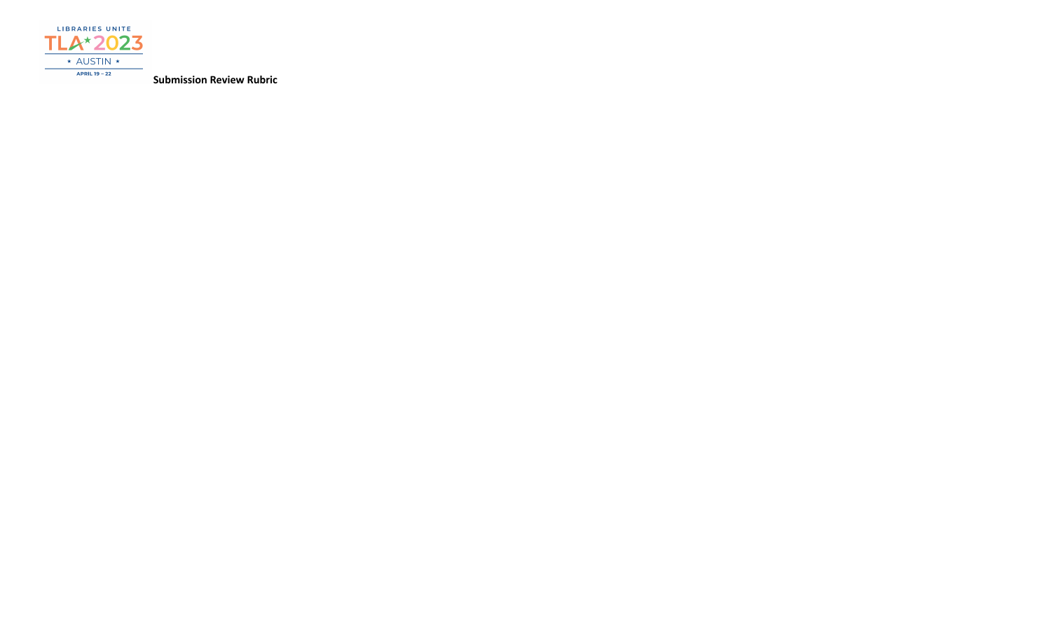**Submission Review Rubric**